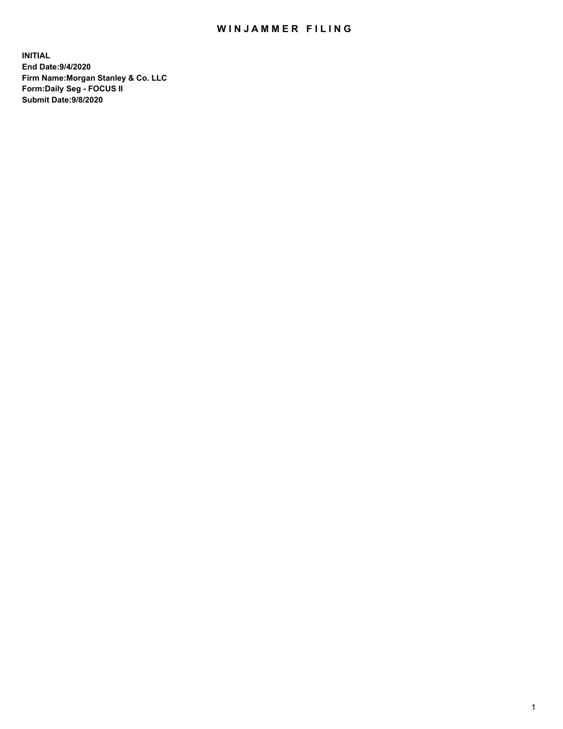# WINJAMMER FILING

**INITIAL**
**End Date:9/4/2020**
**Firm Name:Morgan Stanley & Co. LLC**
**Form:Daily Seg - FOCUS II**
**Submit Date:9/8/2020**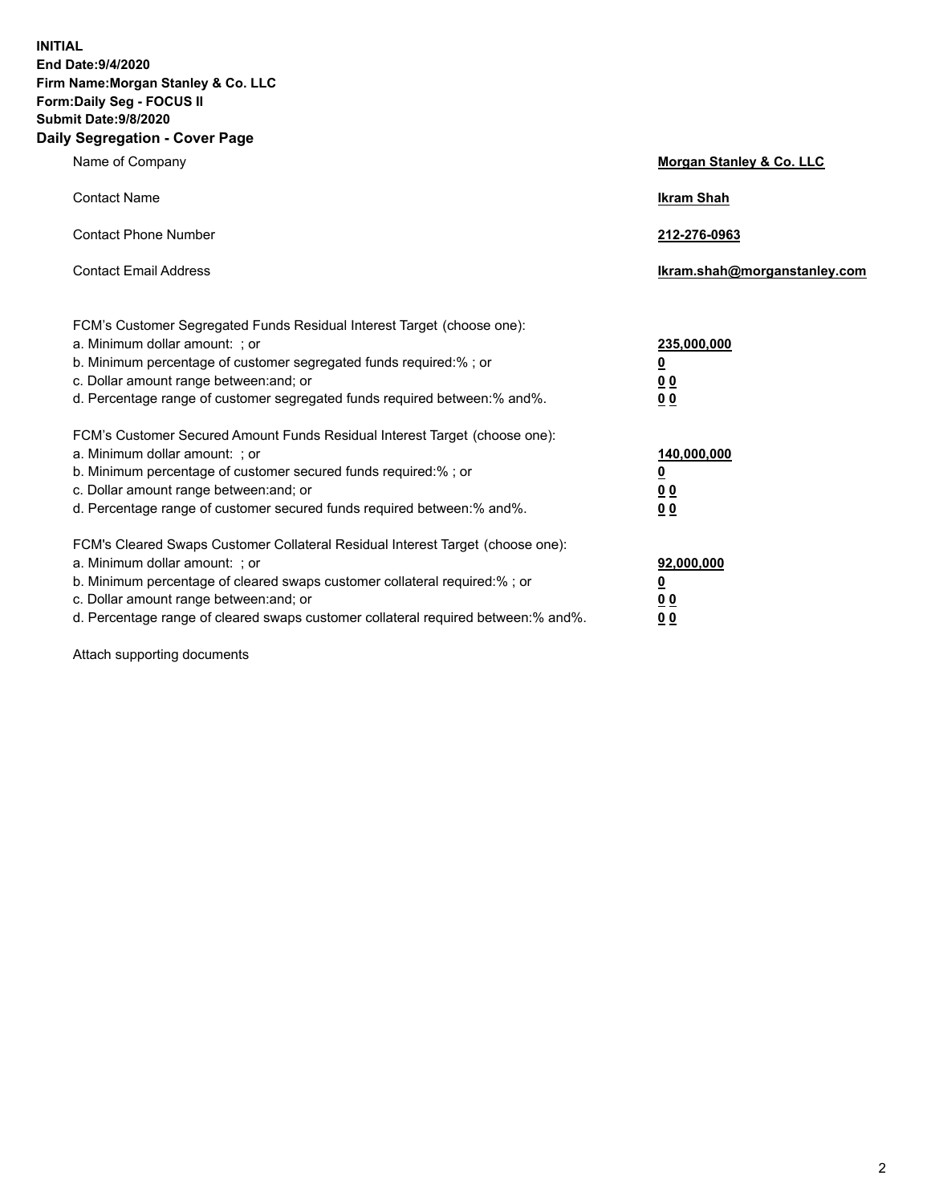**INITIAL**
**End Date:9/4/2020**
**Firm Name:Morgan Stanley & Co. LLC**
**Form:Daily Seg - FOCUS II**
**Submit Date:9/8/2020**
**Daily Segregation - Cover Page**

| | |
|---|---|
| Name of Company | **Morgan Stanley & Co. LLC** |
| Contact Name | **Ikram Shah** |
| Contact Phone Number | **212-276-0963** |
| Contact Email Address | **Ikram.shah@morganstanley.com** |
| FCM's Customer Segregated Funds Residual Interest Target (choose one): | |
| a. Minimum dollar amount: ; or | **235,000,000** |
| b. Minimum percentage of customer segregated funds required:% ; or | **0** |
| c. Dollar amount range between:and; or | **0 0** |
| d. Percentage range of customer segregated funds required between:% and%. | **0 0** |
| FCM's Customer Secured Amount Funds Residual Interest Target (choose one): | |
| a. Minimum dollar amount: ; or | **140,000,000** |
| b. Minimum percentage of customer secured funds required:% ; or | **0** |
| c. Dollar amount range between:and; or | **0 0** |
| d. Percentage range of customer secured funds required between:% and%. | **0 0** |
| FCM's Cleared Swaps Customer Collateral Residual Interest Target (choose one): | |
| a. Minimum dollar amount: ; or | **92,000,000** |
| b. Minimum percentage of cleared swaps customer collateral required:% ; or | **0** |
| c. Dollar amount range between:and; or | **0 0** |
| d. Percentage range of cleared swaps customer collateral required between:% and%. | **0 0** |

Attach supporting documents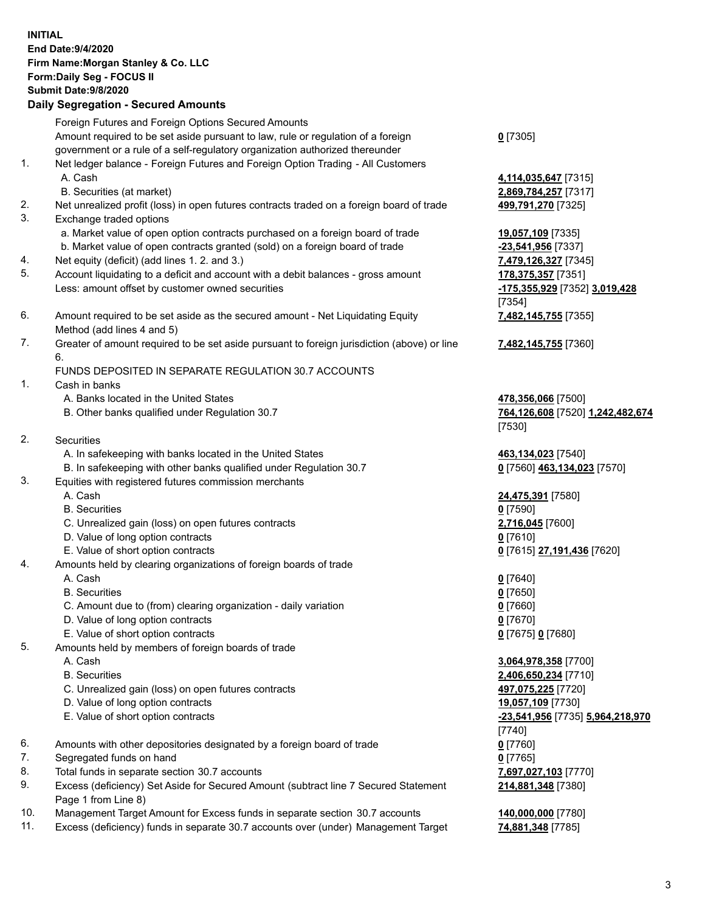**INITIAL**
**End Date:9/4/2020**
**Firm Name:Morgan Stanley & Co. LLC**
**Form:Daily Seg - FOCUS II**
**Submit Date:9/8/2020**

## Daily Segregation - Secured Amounts

| | | |
|---|---|---|
| | Foreign Futures and Foreign Options Secured Amounts | |
| | Amount required to be set aside pursuant to law, rule or regulation of a foreign government or a rule of a self-regulatory organization authorized thereunder | **0** [7305] |
| 1. | Net ledger balance - Foreign Futures and Foreign Option Trading - All Customers | |
| | A. Cash | **4,114,035,647** [7315] |
| | B. Securities (at market) | **2,869,784,257** [7317] |
| 2. | Net unrealized profit (loss) in open futures contracts traded on a foreign board of trade | **499,791,270** [7325] |
| 3. | Exchange traded options | |
| | a. Market value of open option contracts purchased on a foreign board of trade | **19,057,109** [7335] |
| | b. Market value of open contracts granted (sold) on a foreign board of trade | **-23,541,956** [7337] |
| 4. | Net equity (deficit) (add lines 1. 2. and 3.) | **7,479,126,327** [7345] |
| 5. | Account liquidating to a deficit and account with a debit balances - gross amount | **178,375,357** [7351] |
| | Less: amount offset by customer owned securities | **-175,355,929** [7352] **3,019,428** [7354] |
| 6. | Amount required to be set aside as the secured amount - Net Liquidating Equity Method (add lines 4 and 5) | **7,482,145,755** [7355] |
| 7. | Greater of amount required to be set aside pursuant to foreign jurisdiction (above) or line 6. | **7,482,145,755** [7360] |
| | FUNDS DEPOSITED IN SEPARATE REGULATION 30.7 ACCOUNTS | |
| 1. | Cash in banks | |
| | A. Banks located in the United States | **478,356,066** [7500] |
| | B. Other banks qualified under Regulation 30.7 | **764,126,608** [7520] **1,242,482,674** [7530] |
| 2. | Securities | |
| | A. In safekeeping with banks located in the United States | **463,134,023** [7540] |
| | B. In safekeeping with other banks qualified under Regulation 30.7 | **0** [7560] **463,134,023** [7570] |
| 3. | Equities with registered futures commission merchants | |
| | A. Cash | **24,475,391** [7580] |
| | B. Securities | **0** [7590] |
| | C. Unrealized gain (loss) on open futures contracts | **2,716,045** [7600] |
| | D. Value of long option contracts | **0** [7610] |
| | E. Value of short option contracts | **0** [7615] **27,191,436** [7620] |
| 4. | Amounts held by clearing organizations of foreign boards of trade | |
| | A. Cash | **0** [7640] |
| | B. Securities | **0** [7650] |
| | C. Amount due to (from) clearing organization - daily variation | **0** [7660] |
| | D. Value of long option contracts | **0** [7670] |
| | E. Value of short option contracts | **0** [7675] **0** [7680] |
| 5. | Amounts held by members of foreign boards of trade | |
| | A. Cash | **3,064,978,358** [7700] |
| | B. Securities | **2,406,650,234** [7710] |
| | C. Unrealized gain (loss) on open futures contracts | **497,075,225** [7720] |
| | D. Value of long option contracts | **19,057,109** [7730] |
| | E. Value of short option contracts | **-23,541,956** [7735] **5,964,218,970** [7740] |
| 6. | Amounts with other depositories designated by a foreign board of trade | **0** [7760] |
| 7. | Segregated funds on hand | **0** [7765] |
| 8. | Total funds in separate section 30.7 accounts | **7,697,027,103** [7770] |
| 9. | Excess (deficiency) Set Aside for Secured Amount (subtract line 7 Secured Statement Page 1 from Line 8) | **214,881,348** [7380] |
| 10. | Management Target Amount for Excess funds in separate section 30.7 accounts | **140,000,000** [7780] |
| 11. | Excess (deficiency) funds in separate 30.7 accounts over (under) Management Target | **74,881,348** [7785] |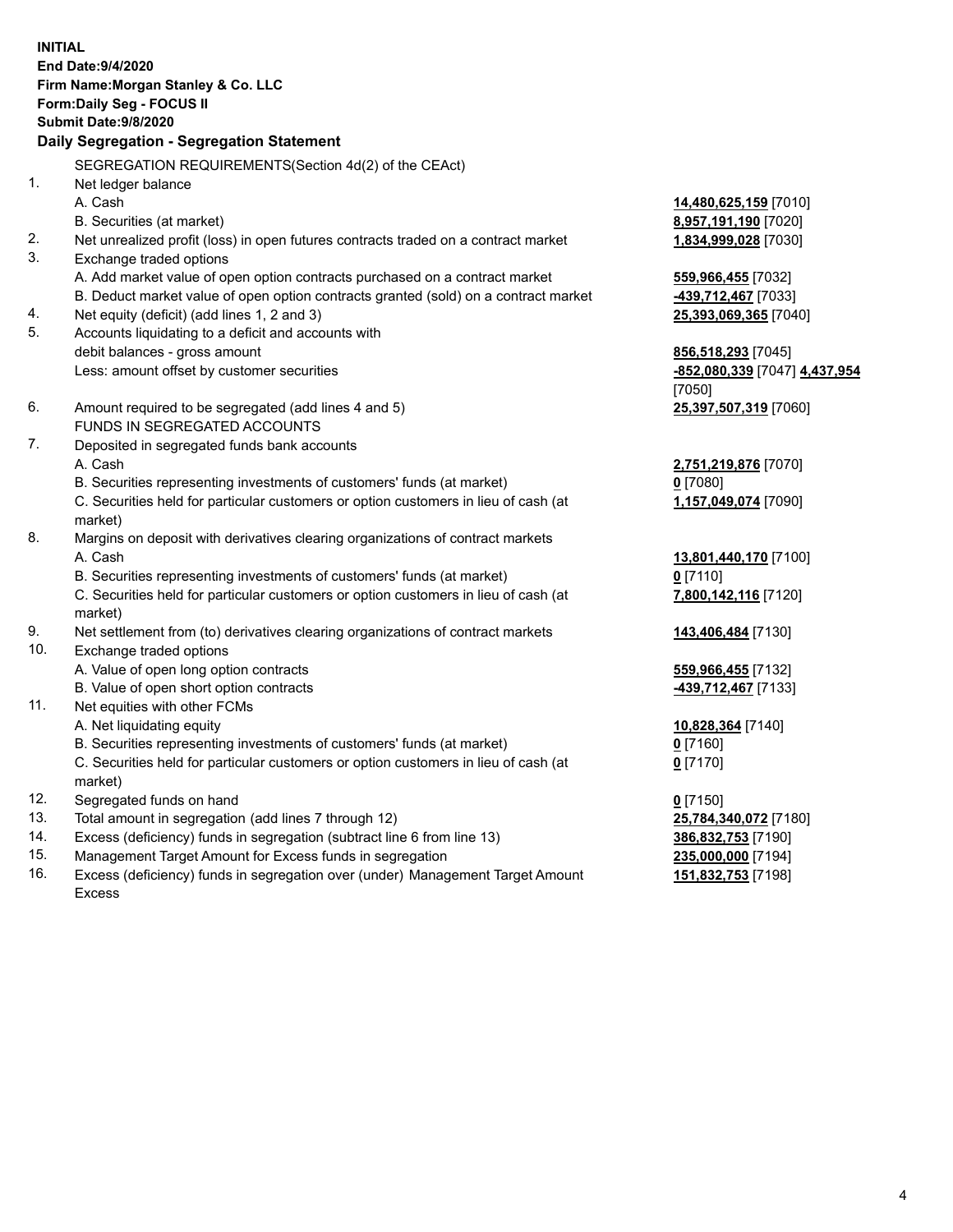**INITIAL**
**End Date:9/4/2020**
**Firm Name:Morgan Stanley & Co. LLC**
**Form:Daily Seg - FOCUS II**
**Submit Date:9/8/2020**

### Daily Segregation - Segregation Statement

SEGREGATION REQUIREMENTS(Section 4d(2) of the CEAct)

1. Net ledger balance
   A. Cash — **14,480,625,159** [7010]
   B. Securities (at market) — **8,957,191,190** [7020]
2. Net unrealized profit (loss) in open futures contracts traded on a contract market — **1,834,999,028** [7030]
3. Exchange traded options
   A. Add market value of open option contracts purchased on a contract market — **559,966,455** [7032]
   B. Deduct market value of open option contracts granted (sold) on a contract market — **-439,712,467** [7033]
4. Net equity (deficit) (add lines 1, 2 and 3) — **25,393,069,365** [7040]
5. Accounts liquidating to a deficit and accounts with debit balances - gross amount — **856,518,293** [7045]
   Less: amount offset by customer securities — **-852,080,339** [7047] **4,437,954** [7050]
6. Amount required to be segregated (add lines 4 and 5) — **25,397,507,319** [7060]

FUNDS IN SEGREGATED ACCOUNTS

7. Deposited in segregated funds bank accounts
   A. Cash — **2,751,219,876** [7070]
   B. Securities representing investments of customers' funds (at market) — **0** [7080]
   C. Securities held for particular customers or option customers in lieu of cash (at market) — **1,157,049,074** [7090]
8. Margins on deposit with derivatives clearing organizations of contract markets
   A. Cash — **13,801,440,170** [7100]
   B. Securities representing investments of customers' funds (at market) — **0** [7110]
   C. Securities held for particular customers or option customers in lieu of cash (at market) — **7,800,142,116** [7120]
9. Net settlement from (to) derivatives clearing organizations of contract markets — **143,406,484** [7130]
10. Exchange traded options
    A. Value of open long option contracts — **559,966,455** [7132]
    B. Value of open short option contracts — **-439,712,467** [7133]
11. Net equities with other FCMs
    A. Net liquidating equity — **10,828,364** [7140]
    B. Securities representing investments of customers' funds (at market) — **0** [7160]
    C. Securities held for particular customers or option customers in lieu of cash (at market) — **0** [7170]
12. Segregated funds on hand — **0** [7150]
13. Total amount in segregation (add lines 7 through 12) — **25,784,340,072** [7180]
14. Excess (deficiency) funds in segregation (subtract line 6 from line 13) — **386,832,753** [7190]
15. Management Target Amount for Excess funds in segregation — **235,000,000** [7194]
16. Excess (deficiency) funds in segregation over (under) Management Target Amount Excess — **151,832,753** [7198]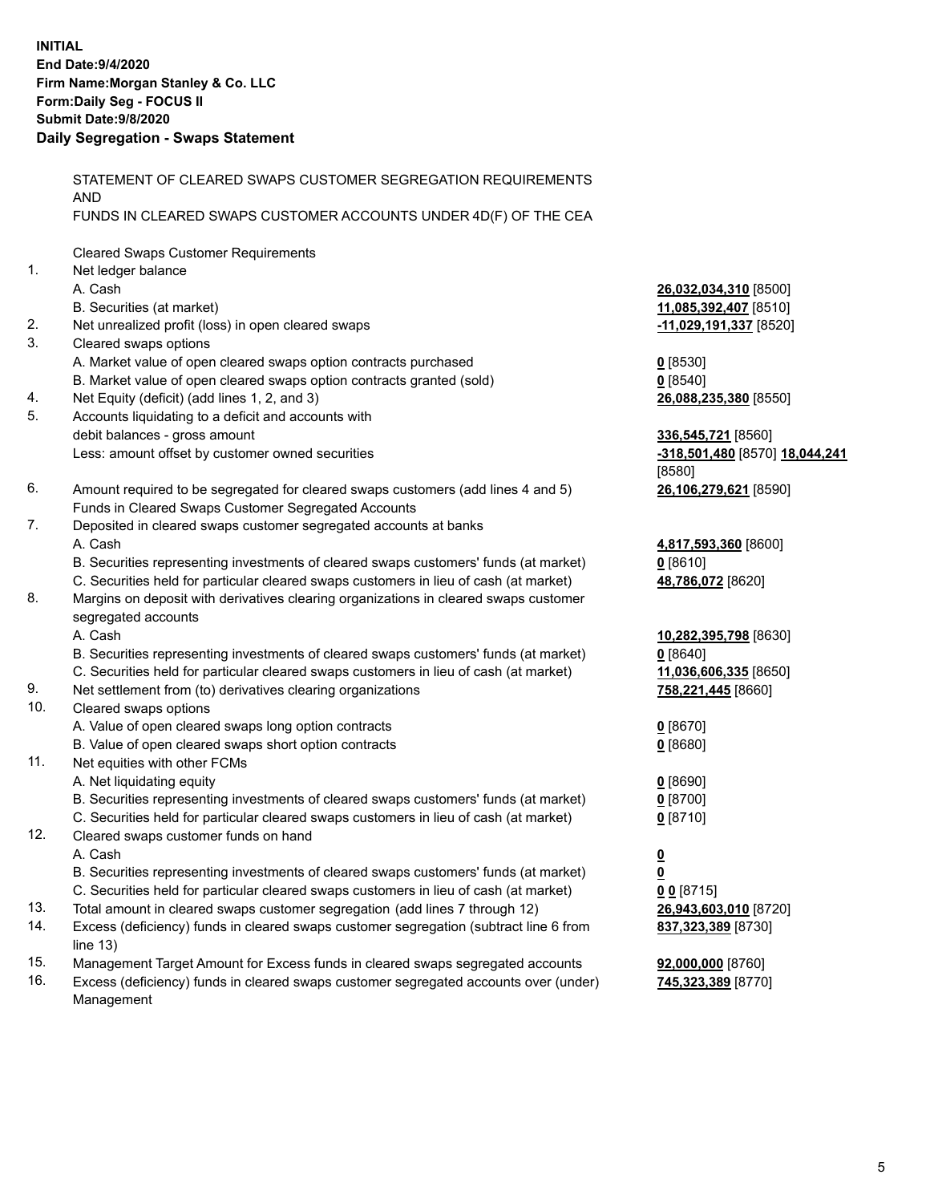**INITIAL**
**End Date:9/4/2020**
**Firm Name:Morgan Stanley & Co. LLC**
**Form:Daily Seg - FOCUS II**
**Submit Date:9/8/2020**
**Daily Segregation - Swaps Statement**

STATEMENT OF CLEARED SWAPS CUSTOMER SEGREGATION REQUIREMENTS AND FUNDS IN CLEARED SWAPS CUSTOMER ACCOUNTS UNDER 4D(F) OF THE CEA

| | | |
|---|---|---|
| | Cleared Swaps Customer Requirements | |
| 1. | Net ledger balance | |
| | A. Cash | **26,032,034,310** [8500] |
| | B. Securities (at market) | **11,085,392,407** [8510] |
| 2. | Net unrealized profit (loss) in open cleared swaps | **-11,029,191,337** [8520] |
| 3. | Cleared swaps options | |
| | A. Market value of open cleared swaps option contracts purchased | **0** [8530] |
| | B. Market value of open cleared swaps option contracts granted (sold) | **0** [8540] |
| 4. | Net Equity (deficit) (add lines 1, 2, and 3) | **26,088,235,380** [8550] |
| 5. | Accounts liquidating to a deficit and accounts with debit balances - gross amount | **336,545,721** [8560] |
| | Less: amount offset by customer owned securities | **-318,501,480** [8570] **18,044,241** [8580] |
| 6. | Amount required to be segregated for cleared swaps customers (add lines 4 and 5) | **26,106,279,621** [8590] |
| | Funds in Cleared Swaps Customer Segregated Accounts | |
| 7. | Deposited in cleared swaps customer segregated accounts at banks | |
| | A. Cash | **4,817,593,360** [8600] |
| | B. Securities representing investments of cleared swaps customers' funds (at market) | **0** [8610] |
| | C. Securities held for particular cleared swaps customers in lieu of cash (at market) | **48,786,072** [8620] |
| 8. | Margins on deposit with derivatives clearing organizations in cleared swaps customer segregated accounts | |
| | A. Cash | **10,282,395,798** [8630] |
| | B. Securities representing investments of cleared swaps customers' funds (at market) | **0** [8640] |
| | C. Securities held for particular cleared swaps customers in lieu of cash (at market) | **11,036,606,335** [8650] |
| 9. | Net settlement from (to) derivatives clearing organizations | **758,221,445** [8660] |
| 10. | Cleared swaps options | |
| | A. Value of open cleared swaps long option contracts | **0** [8670] |
| | B. Value of open cleared swaps short option contracts | **0** [8680] |
| 11. | Net equities with other FCMs | |
| | A. Net liquidating equity | **0** [8690] |
| | B. Securities representing investments of cleared swaps customers' funds (at market) | **0** [8700] |
| | C. Securities held for particular cleared swaps customers in lieu of cash (at market) | **0** [8710] |
| 12. | Cleared swaps customer funds on hand | |
| | A. Cash | **0** |
| | B. Securities representing investments of cleared swaps customers' funds (at market) | **0** |
| | C. Securities held for particular cleared swaps customers in lieu of cash (at market) | **0** **0** [8715] |
| 13. | Total amount in cleared swaps customer segregation (add lines 7 through 12) | **26,943,603,010** [8720] |
| 14. | Excess (deficiency) funds in cleared swaps customer segregation (subtract line 6 from line 13) | **837,323,389** [8730] |
| 15. | Management Target Amount for Excess funds in cleared swaps segregated accounts | **92,000,000** [8760] |
| 16. | Excess (deficiency) funds in cleared swaps customer segregated accounts over (under) Management | **745,323,389** [8770] |